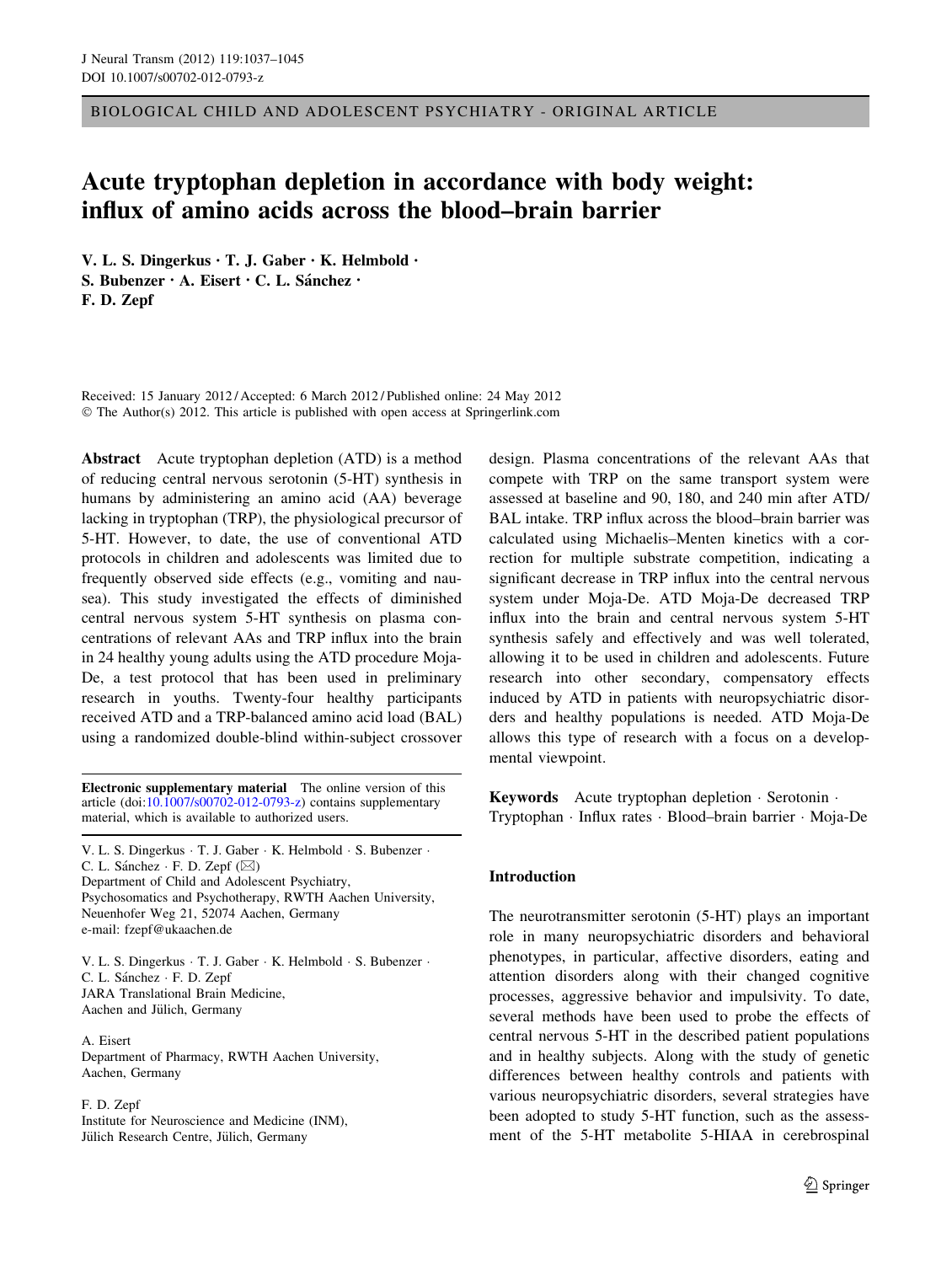BIOLOGICAL CHILD AND ADOLESCENT PSYCHIATRY - ORIGINAL ARTICLE

# Acute tryptophan depletion in accordance with body weight: influx of amino acids across the blood–brain barrier

**V. L. S. Dingerkus · T. J. Gaber · K. Helmbold · S. Bubenzer · A. Eisert · C. L. Sánchez · F. D. Zepf**

Received: 15 January 2012 / Accepted: 6 March 2012 / Published online: 24 May 2012
© The Author(s) 2012. This article is published with open access at Springerlink.com

**Abstract** Acute tryptophan depletion (ATD) is a method of reducing central nervous serotonin (5-HT) synthesis in humans by administering an amino acid (AA) beverage lacking in tryptophan (TRP), the physiological precursor of 5-HT. However, to date, the use of conventional ATD protocols in children and adolescents was limited due to frequently observed side effects (e.g., vomiting and nausea). This study investigated the effects of diminished central nervous system 5-HT synthesis on plasma concentrations of relevant AAs and TRP influx into the brain in 24 healthy young adults using the ATD procedure Moja-De, a test protocol that has been used in preliminary research in youths. Twenty-four healthy participants received ATD and a TRP-balanced amino acid load (BAL) using a randomized double-blind within-subject crossover design. Plasma concentrations of the relevant AAs that compete with TRP on the same transport system were assessed at baseline and 90, 180, and 240 min after ATD/BAL intake. TRP influx across the blood–brain barrier was calculated using Michaelis–Menten kinetics with a correction for multiple substrate competition, indicating a significant decrease in TRP influx into the central nervous system under Moja-De. ATD Moja-De decreased TRP influx into the brain and central nervous system 5-HT synthesis safely and effectively and was well tolerated, allowing it to be used in children and adolescents. Future research into other secondary, compensatory effects induced by ATD in patients with neuropsychiatric disorders and healthy populations is needed. ATD Moja-De allows this type of research with a focus on a developmental viewpoint.

**Keywords** Acute tryptophan depletion · Serotonin · Tryptophan · Influx rates · Blood–brain barrier · Moja-De

**Electronic supplementary material** The online version of this article (doi:10.1007/s00702-012-0793-z) contains supplementary material, which is available to authorized users.

V. L. S. Dingerkus · T. J. Gaber · K. Helmbold · S. Bubenzer · C. L. Sánchez · F. D. Zepf (✉)
Department of Child and Adolescent Psychiatry, Psychosomatics and Psychotherapy, RWTH Aachen University, Neuenhofer Weg 21, 52074 Aachen, Germany
e-mail: fzepf@ukaachen.de

V. L. S. Dingerkus · T. J. Gaber · K. Helmbold · S. Bubenzer · C. L. Sánchez · F. D. Zepf
JARA Translational Brain Medicine, Aachen and Jülich, Germany

A. Eisert
Department of Pharmacy, RWTH Aachen University, Aachen, Germany

F. D. Zepf
Institute for Neuroscience and Medicine (INM), Jülich Research Centre, Jülich, Germany

## Introduction

The neurotransmitter serotonin (5-HT) plays an important role in many neuropsychiatric disorders and behavioral phenotypes, in particular, affective disorders, eating and attention disorders along with their changed cognitive processes, aggressive behavior and impulsivity. To date, several methods have been used to probe the effects of central nervous 5-HT in the described patient populations and in healthy subjects. Along with the study of genetic differences between healthy controls and patients with various neuropsychiatric disorders, several strategies have been adopted to study 5-HT function, such as the assessment of the 5-HT metabolite 5-HIAA in cerebrospinal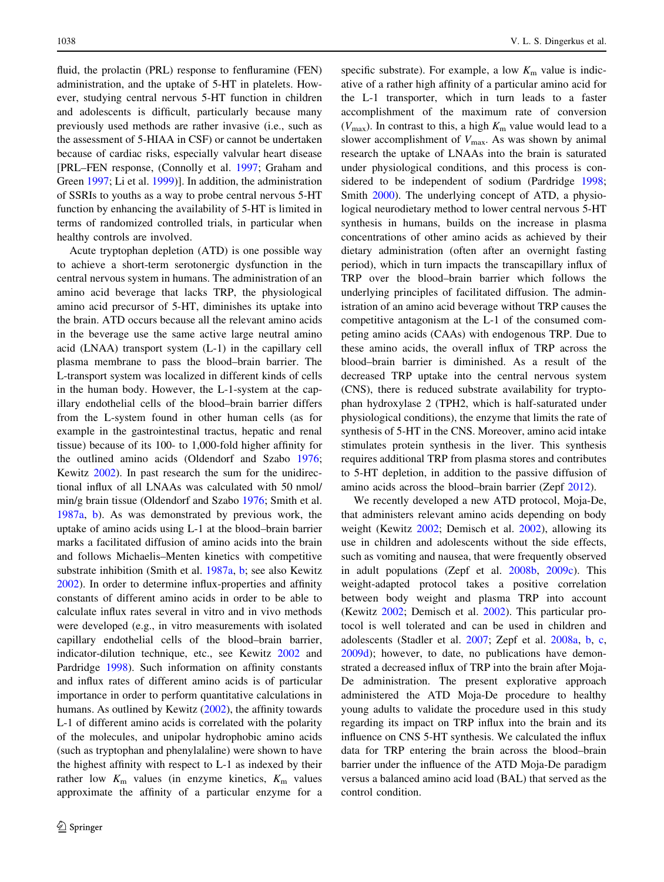fluid, the prolactin (PRL) response to fenfluramine (FEN) administration, and the uptake of 5-HT in platelets. However, studying central nervous 5-HT function in children and adolescents is difficult, particularly because many previously used methods are rather invasive (i.e., such as the assessment of 5-HIAA in CSF) or cannot be undertaken because of cardiac risks, especially valvular heart disease [PRL–FEN response, (Connolly et al. 1997; Graham and Green 1997; Li et al. 1999)]. In addition, the administration of SSRIs to youths as a way to probe central nervous 5-HT function by enhancing the availability of 5-HT is limited in terms of randomized controlled trials, in particular when healthy controls are involved.

Acute tryptophan depletion (ATD) is one possible way to achieve a short-term serotonergic dysfunction in the central nervous system in humans. The administration of an amino acid beverage that lacks TRP, the physiological amino acid precursor of 5-HT, diminishes its uptake into the brain. ATD occurs because all the relevant amino acids in the beverage use the same active large neutral amino acid (LNAA) transport system (L-1) in the capillary cell plasma membrane to pass the blood–brain barrier. The L-transport system was localized in different kinds of cells in the human body. However, the L-1-system at the capillary endothelial cells of the blood–brain barrier differs from the L-system found in other human cells (as for example in the gastrointestinal tractus, hepatic and renal tissue) because of its 100- to 1,000-fold higher affinity for the outlined amino acids (Oldendorf and Szabo 1976; Kewitz 2002). In past research the sum for the unidirectional influx of all LNAAs was calculated with 50 nmol/min/g brain tissue (Oldendorf and Szabo 1976; Smith et al. 1987a, b). As was demonstrated by previous work, the uptake of amino acids using L-1 at the blood–brain barrier marks a facilitated diffusion of amino acids into the brain and follows Michaelis–Menten kinetics with competitive substrate inhibition (Smith et al. 1987a, b; see also Kewitz 2002). In order to determine influx-properties and affinity constants of different amino acids in order to be able to calculate influx rates several in vitro and in vivo methods were developed (e.g., in vitro measurements with isolated capillary endothelial cells of the blood–brain barrier, indicator-dilution technique, etc., see Kewitz 2002 and Pardridge 1998). Such information on affinity constants and influx rates of different amino acids is of particular importance in order to perform quantitative calculations in humans. As outlined by Kewitz (2002), the affinity towards L-1 of different amino acids is correlated with the polarity of the molecules, and unipolar hydrophobic amino acids (such as tryptophan and phenylalaline) were shown to have the highest affinity with respect to L-1 as indexed by their rather low $K_m$ values (in enzyme kinetics, $K_m$ values approximate the affinity of a particular enzyme for a specific substrate). For example, a low $K_m$ value is indicative of a rather high affinity of a particular amino acid for the L-1 transporter, which in turn leads to a faster accomplishment of the maximum rate of conversion ($V_{max}$). In contrast to this, a high $K_m$ value would lead to a slower accomplishment of $V_{max}$. As was shown by animal research the uptake of LNAAs into the brain is saturated under physiological conditions, and this process is considered to be independent of sodium (Pardridge 1998; Smith 2000). The underlying concept of ATD, a physiological neurodietary method to lower central nervous 5-HT synthesis in humans, builds on the increase in plasma concentrations of other amino acids as achieved by their dietary administration (often after an overnight fasting period), which in turn impacts the transcapillary influx of TRP over the blood–brain barrier which follows the underlying principles of facilitated diffusion. The administration of an amino acid beverage without TRP causes the competitive antagonism at the L-1 of the consumed competing amino acids (CAAs) with endogenous TRP. Due to these amino acids, the overall influx of TRP across the blood–brain barrier is diminished. As a result of the decreased TRP uptake into the central nervous system (CNS), there is reduced substrate availability for tryptophan hydroxylase 2 (TPH2, which is half-saturated under physiological conditions), the enzyme that limits the rate of synthesis of 5-HT in the CNS. Moreover, amino acid intake stimulates protein synthesis in the liver. This synthesis requires additional TRP from plasma stores and contributes to 5-HT depletion, in addition to the passive diffusion of amino acids across the blood–brain barrier (Zepf 2012).

We recently developed a new ATD protocol, Moja-De, that administers relevant amino acids depending on body weight (Kewitz 2002; Demisch et al. 2002), allowing its use in children and adolescents without the side effects, such as vomiting and nausea, that were frequently observed in adult populations (Zepf et al. 2008b, 2009c). This weight-adapted protocol takes a positive correlation between body weight and plasma TRP into account (Kewitz 2002; Demisch et al. 2002). This particular protocol is well tolerated and can be used in children and adolescents (Stadler et al. 2007; Zepf et al. 2008a, b, c, 2009d); however, to date, no publications have demonstrated a decreased influx of TRP into the brain after Moja-De administration. The present explorative approach administered the ATD Moja-De procedure to healthy young adults to validate the procedure used in this study regarding its impact on TRP influx into the brain and its influence on CNS 5-HT synthesis. We calculated the influx data for TRP entering the brain across the blood–brain barrier under the influence of the ATD Moja-De paradigm versus a balanced amino acid load (BAL) that served as the control condition.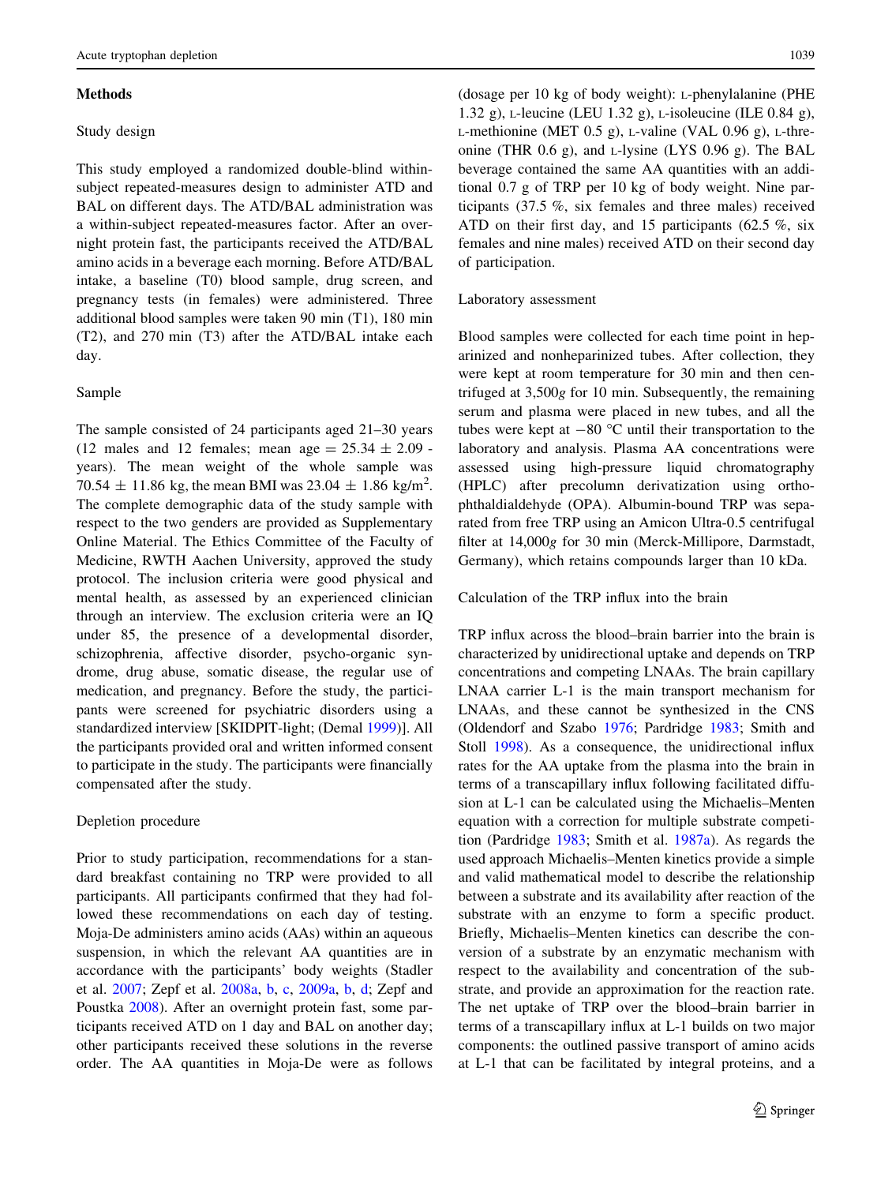## Methods

### Study design

This study employed a randomized double-blind within-subject repeated-measures design to administer ATD and BAL on different days. The ATD/BAL administration was a within-subject repeated-measures factor. After an overnight protein fast, the participants received the ATD/BAL amino acids in a beverage each morning. Before ATD/BAL intake, a baseline (T0) blood sample, drug screen, and pregnancy tests (in females) were administered. Three additional blood samples were taken 90 min (T1), 180 min (T2), and 270 min (T3) after the ATD/BAL intake each day.

### Sample

The sample consisted of 24 participants aged 21–30 years (12 males and 12 females; mean age = 25.34 ± 2.09 years). The mean weight of the whole sample was 70.54 ± 11.86 kg, the mean BMI was 23.04 ± 1.86 kg/m$^2$. The complete demographic data of the study sample with respect to the two genders are provided as Supplementary Online Material. The Ethics Committee of the Faculty of Medicine, RWTH Aachen University, approved the study protocol. The inclusion criteria were good physical and mental health, as assessed by an experienced clinician through an interview. The exclusion criteria were an IQ under 85, the presence of a developmental disorder, schizophrenia, affective disorder, psycho-organic syndrome, drug abuse, somatic disease, the regular use of medication, and pregnancy. Before the study, the participants were screened for psychiatric disorders using a standardized interview [SKIDPIT-light; (Demal 1999)]. All the participants provided oral and written informed consent to participate in the study. The participants were financially compensated after the study.

### Depletion procedure

Prior to study participation, recommendations for a standard breakfast containing no TRP were provided to all participants. All participants confirmed that they had followed these recommendations on each day of testing. Moja-De administers amino acids (AAs) within an aqueous suspension, in which the relevant AA quantities are in accordance with the participants' body weights (Stadler et al. 2007; Zepf et al. 2008a, b, c, 2009a, b, d; Zepf and Poustka 2008). After an overnight protein fast, some participants received ATD on 1 day and BAL on another day; other participants received these solutions in the reverse order. The AA quantities in Moja-De were as follows (dosage per 10 kg of body weight): L-phenylalanine (PHE 1.32 g), L-leucine (LEU 1.32 g), L-isoleucine (ILE 0.84 g), L-methionine (MET 0.5 g), L-valine (VAL 0.96 g), L-threonine (THR 0.6 g), and L-lysine (LYS 0.96 g). The BAL beverage contained the same AA quantities with an additional 0.7 g of TRP per 10 kg of body weight. Nine participants (37.5 %, six females and three males) received ATD on their first day, and 15 participants (62.5 %, six females and nine males) received ATD on their second day of participation.

### Laboratory assessment

Blood samples were collected for each time point in heparinized and nonheparinized tubes. After collection, they were kept at room temperature for 30 min and then centrifuged at 3,500*g* for 10 min. Subsequently, the remaining serum and plasma were placed in new tubes, and all the tubes were kept at −80 °C until their transportation to the laboratory and analysis. Plasma AA concentrations were assessed using high-pressure liquid chromatography (HPLC) after precolumn derivatization using ortho-phthaldialdehyde (OPA). Albumin-bound TRP was separated from free TRP using an Amicon Ultra-0.5 centrifugal filter at 14,000*g* for 30 min (Merck-Millipore, Darmstadt, Germany), which retains compounds larger than 10 kDa.

### Calculation of the TRP influx into the brain

TRP influx across the blood–brain barrier into the brain is characterized by unidirectional uptake and depends on TRP concentrations and competing LNAAs. The brain capillary LNAA carrier L-1 is the main transport mechanism for LNAAs, and these cannot be synthesized in the CNS (Oldendorf and Szabo 1976; Pardridge 1983; Smith and Stoll 1998). As a consequence, the unidirectional influx rates for the AA uptake from the plasma into the brain in terms of a transcapillary influx following facilitated diffusion at L-1 can be calculated using the Michaelis–Menten equation with a correction for multiple substrate competition (Pardridge 1983; Smith et al. 1987a). As regards the used approach Michaelis–Menten kinetics provide a simple and valid mathematical model to describe the relationship between a substrate and its availability after reaction of the substrate with an enzyme to form a specific product. Briefly, Michaelis–Menten kinetics can describe the conversion of a substrate by an enzymatic mechanism with respect to the availability and concentration of the substrate, and provide an approximation for the reaction rate. The net uptake of TRP over the blood–brain barrier in terms of a transcapillary influx at L-1 builds on two major components: the outlined passive transport of amino acids at L-1 that can be facilitated by integral proteins, and a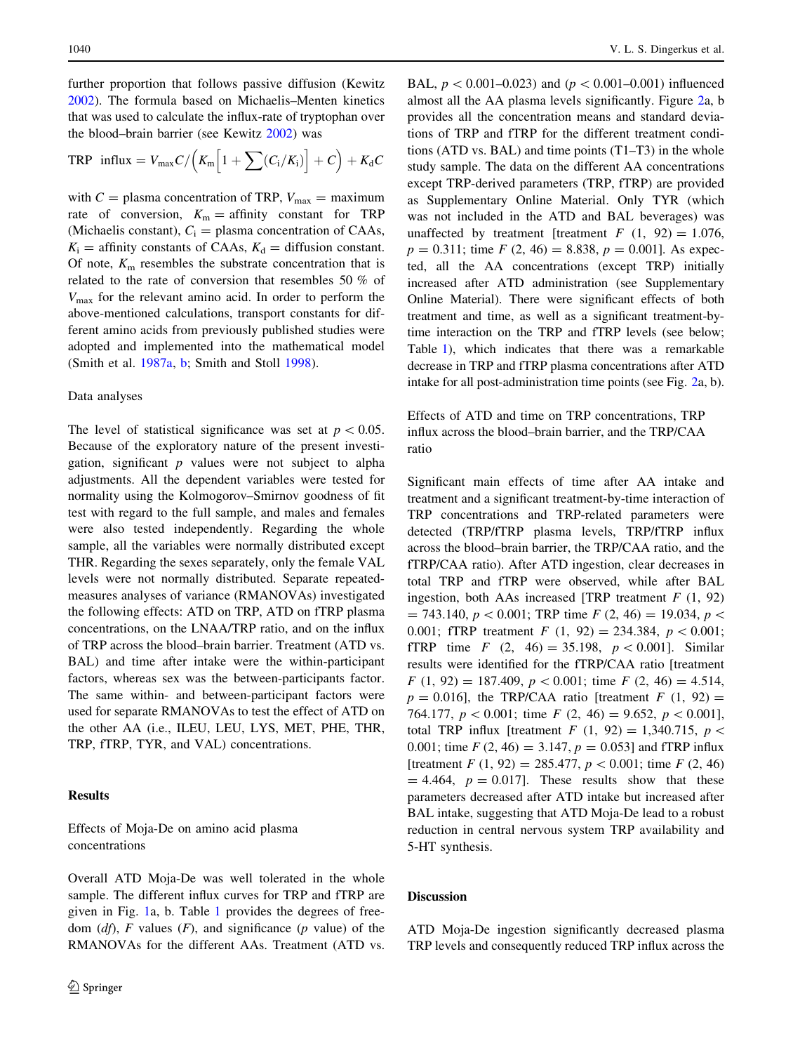further proportion that follows passive diffusion (Kewitz 2002). The formula based on Michaelis–Menten kinetics that was used to calculate the influx-rate of tryptophan over the blood–brain barrier (see Kewitz 2002) was

$$\text{TRP influx} = V_{\max} C / \left( K_{\mathrm{m}} \left[ 1 + \sum (C_{\mathrm{i}} / K_{\mathrm{i}}) \right] + C \right) + K_{\mathrm{d}} C$$

with $C$ = plasma concentration of TRP, $V_{\max}$ = maximum rate of conversion, $K_m$ = affinity constant for TRP (Michaelis constant), $C_i$ = plasma concentration of CAAs, $K_i$ = affinity constants of CAAs, $K_d$ = diffusion constant. Of note, $K_m$ resembles the substrate concentration that is related to the rate of conversion that resembles 50 % of $V_{\max}$ for the relevant amino acid. In order to perform the above-mentioned calculations, transport constants for different amino acids from previously published studies were adopted and implemented into the mathematical model (Smith et al. 1987a, b; Smith and Stoll 1998).

### Data analyses

The level of statistical significance was set at $p < 0.05$. Because of the exploratory nature of the present investigation, significant $p$ values were not subject to alpha adjustments. All the dependent variables were tested for normality using the Kolmogorov–Smirnov goodness of fit test with regard to the full sample, and males and females were also tested independently. Regarding the whole sample, all the variables were normally distributed except THR. Regarding the sexes separately, only the female VAL levels were not normally distributed. Separate repeated-measures analyses of variance (RMANOVAs) investigated the following effects: ATD on TRP, ATD on fTRP plasma concentrations, on the LNAA/TRP ratio, and on the influx of TRP across the blood–brain barrier. Treatment (ATD vs. BAL) and time after intake were the within-participant factors, whereas sex was the between-participants factor. The same within- and between-participant factors were used for separate RMANOVAs to test the effect of ATD on the other AA (i.e., ILEU, LEU, LYS, MET, PHE, THR, TRP, fTRP, TYR, and VAL) concentrations.

## Results

### Effects of Moja-De on amino acid plasma concentrations

Overall ATD Moja-De was well tolerated in the whole sample. The different influx curves for TRP and fTRP are given in Fig. 1a, b. Table 1 provides the degrees of freedom (*df*), *F* values (*F*), and significance (*p* value) of the RMANOVAs for the different AAs. Treatment (ATD vs. BAL, $p < 0.001$–$0.023$) and ($p < 0.001$–$0.001$) influenced almost all the AA plasma levels significantly. Figure 2a, b provides all the concentration means and standard deviations of TRP and fTRP for the different treatment conditions (ATD vs. BAL) and time points (T1–T3) in the whole study sample. The data on the different AA concentrations except TRP-derived parameters (TRP, fTRP) are provided as Supplementary Online Material. Only TYR (which was not included in the ATD and BAL beverages) was unaffected by treatment [treatment $F$ (1, 92) = 1.076, $p = 0.311$; time $F$ (2, 46) = 8.838, $p = 0.001$]. As expected, all the AA concentrations (except TRP) initially increased after ATD administration (see Supplementary Online Material). There were significant effects of both treatment and time, as well as a significant treatment-by-time interaction on the TRP and fTRP levels (see below; Table 1), which indicates that there was a remarkable decrease in TRP and fTRP plasma concentrations after ATD intake for all post-administration time points (see Fig. 2a, b).

### Effects of ATD and time on TRP concentrations, TRP influx across the blood–brain barrier, and the TRP/CAA ratio

Significant main effects of time after AA intake and treatment and a significant treatment-by-time interaction of TRP concentrations and TRP-related parameters were detected (TRP/fTRP plasma levels, TRP/fTRP influx across the blood–brain barrier, the TRP/CAA ratio, and the fTRP/CAA ratio). After ATD ingestion, clear decreases in total TRP and fTRP were observed, while after BAL ingestion, both AAs increased [TRP treatment $F$ (1, 92) = 743.140, $p < 0.001$; TRP time $F$ (2, 46) = 19.034, $p < 0.001$; fTRP treatment $F$ (1, 92) = 234.384, $p < 0.001$; fTRP time $F$ (2, 46) = 35.198, $p < 0.001$]. Similar results were identified for the fTRP/CAA ratio [treatment $F$ (1, 92) = 187.409, $p < 0.001$; time $F$ (2, 46) = 4.514, $p = 0.016$], the TRP/CAA ratio [treatment $F$ (1, 92) = 764.177, $p < 0.001$; time $F$ (2, 46) = 9.652, $p < 0.001$], total TRP influx [treatment $F$ (1, 92) = 1,340.715, $p < 0.001$; time $F$ (2, 46) = 3.147, $p = 0.053$] and fTRP influx [treatment $F$ (1, 92) = 285.477, $p < 0.001$; time $F$ (2, 46) = 4.464, $p = 0.017$]. These results show that these parameters decreased after ATD intake but increased after BAL intake, suggesting that ATD Moja-De lead to a robust reduction in central nervous system TRP availability and 5-HT synthesis.

## Discussion

ATD Moja-De ingestion significantly decreased plasma TRP levels and consequently reduced TRP influx across the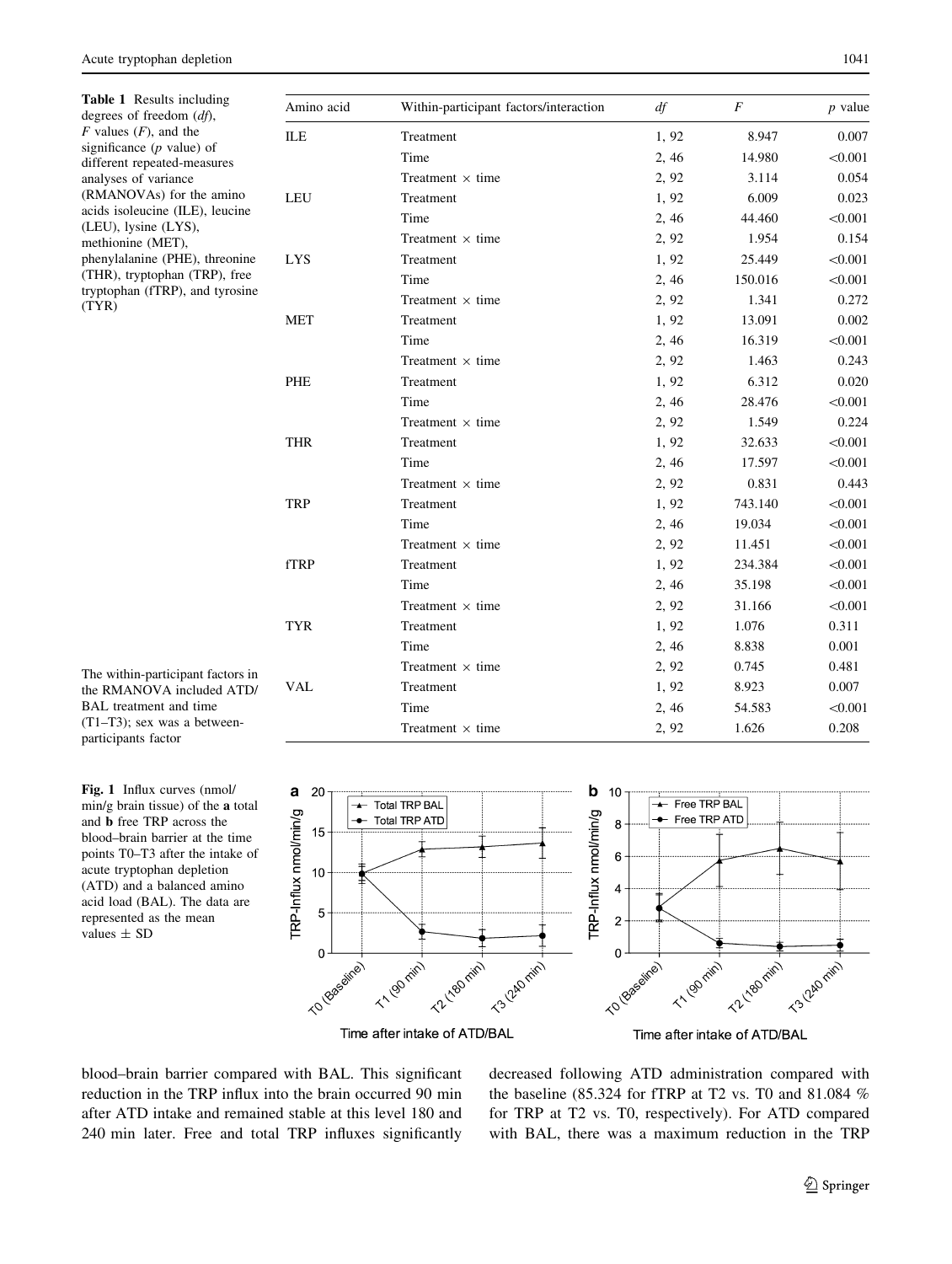**Table 1** Results including degrees of freedom (*df*), *F* values (*F*), and the significance (*p* value) of different repeated-measures analyses of variance (RMANOVAs) for the amino acids isoleucine (ILE), leucine (LEU), lysine (LYS), methionine (MET), phenylalanine (PHE), threonine (THR), tryptophan (TRP), free tryptophan (fTRP), and tyrosine (TYR)

| Amino acid | Within-participant factors/interaction | *df* | *F* | *p* value |
|---|---|---|---|---|
| ILE | Treatment | 1, 92 | 8.947 | 0.007 |
| | Time | 2, 46 | 14.980 | <0.001 |
| | Treatment × time | 2, 92 | 3.114 | 0.054 |
| LEU | Treatment | 1, 92 | 6.009 | 0.023 |
| | Time | 2, 46 | 44.460 | <0.001 |
| | Treatment × time | 2, 92 | 1.954 | 0.154 |
| LYS | Treatment | 1, 92 | 25.449 | <0.001 |
| | Time | 2, 46 | 150.016 | <0.001 |
| | Treatment × time | 2, 92 | 1.341 | 0.272 |
| MET | Treatment | 1, 92 | 13.091 | 0.002 |
| | Time | 2, 46 | 16.319 | <0.001 |
| | Treatment × time | 2, 92 | 1.463 | 0.243 |
| PHE | Treatment | 1, 92 | 6.312 | 0.020 |
| | Time | 2, 46 | 28.476 | <0.001 |
| | Treatment × time | 2, 92 | 1.549 | 0.224 |
| THR | Treatment | 1, 92 | 32.633 | <0.001 |
| | Time | 2, 46 | 17.597 | <0.001 |
| | Treatment × time | 2, 92 | 0.831 | 0.443 |
| TRP | Treatment | 1, 92 | 743.140 | <0.001 |
| | Time | 2, 46 | 19.034 | <0.001 |
| | Treatment × time | 2, 92 | 11.451 | <0.001 |
| fTRP | Treatment | 1, 92 | 234.384 | <0.001 |
| | Time | 2, 46 | 35.198 | <0.001 |
| | Treatment × time | 2, 92 | 31.166 | <0.001 |
| TYR | Treatment | 1, 92 | 1.076 | 0.311 |
| | Time | 2, 46 | 8.838 | 0.001 |
| | Treatment × time | 2, 92 | 0.745 | 0.481 |
| VAL | Treatment | 1, 92 | 8.923 | 0.007 |
| | Time | 2, 46 | 54.583 | <0.001 |
| | Treatment × time | 2, 92 | 1.626 | 0.208 |

The within-participant factors in the RMANOVA included ATD/BAL treatment and time (T1–T3); sex was a between-participants factor

**Fig. 1** Influx curves (nmol/min/g brain tissue) of the **a** total and **b** free TRP across the blood–brain barrier at the time points T0–T3 after the intake of acute tryptophan depletion (ATD) and a balanced amino acid load (BAL). The data are represented as the mean values ± SD

blood–brain barrier compared with BAL. This significant reduction in the TRP influx into the brain occurred 90 min after ATD intake and remained stable at this level 180 and 240 min later. Free and total TRP influxes significantly decreased following ATD administration compared with the baseline (85.324 for fTRP at T2 vs. T0 and 81.084 % for TRP at T2 vs. T0, respectively). For ATD compared with BAL, there was a maximum reduction in the TRP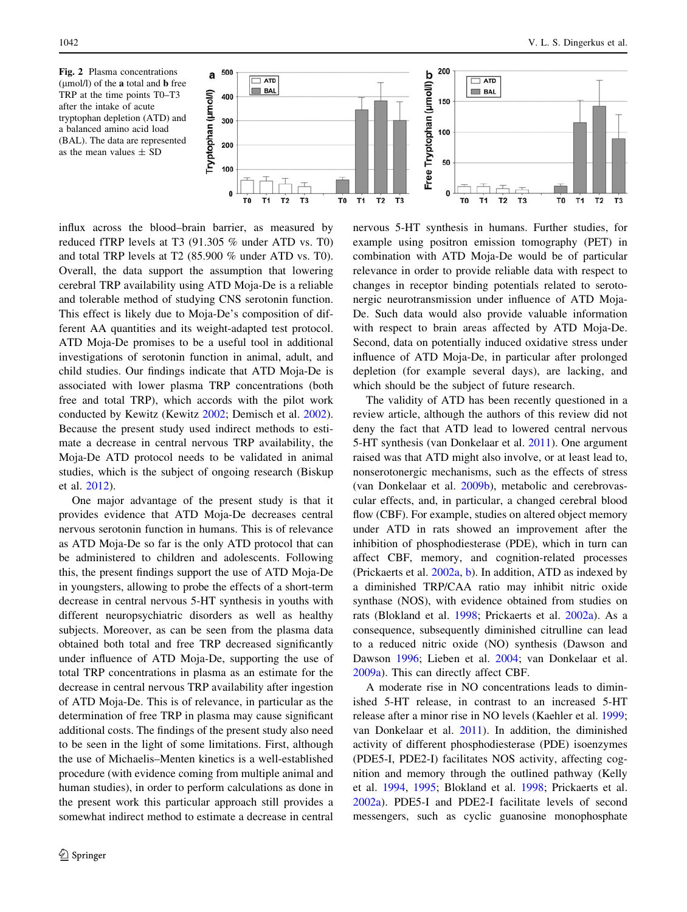**Fig. 2** Plasma concentrations (μmol/l) of the **a** total and **b** free TRP at the time points T0–T3 after the intake of acute tryptophan depletion (ATD) and a balanced amino acid load (BAL). The data are represented as the mean values ± SD

a

Tryptophan (μmol/l)

500
400
300
200
100
0

ATD
BAL

T0 T1 T2 T3 T0 T1 T2 T3

b

Free Tryptophan (μmol/l)

200
150
100
50
0

ATD
BAL

T0 T1 T2 T3 T0 T1 T2 T3

influx across the blood–brain barrier, as measured by reduced fTRP levels at T3 (91.305 % under ATD vs. T0) and total TRP levels at T2 (85.900 % under ATD vs. T0). Overall, the data support the assumption that lowering cerebral TRP availability using ATD Moja-De is a reliable and tolerable method of studying CNS serotonin function. This effect is likely due to Moja-De's composition of different AA quantities and its weight-adapted test protocol. ATD Moja-De promises to be a useful tool in additional investigations of serotonin function in animal, adult, and child studies. Our findings indicate that ATD Moja-De is associated with lower plasma TRP concentrations (both free and total TRP), which accords with the pilot work conducted by Kewitz (Kewitz 2002; Demisch et al. 2002). Because the present study used indirect methods to estimate a decrease in central nervous TRP availability, the Moja-De ATD protocol needs to be validated in animal studies, which is the subject of ongoing research (Biskup et al. 2012).

One major advantage of the present study is that it provides evidence that ATD Moja-De decreases central nervous serotonin function in humans. This is of relevance as ATD Moja-De so far is the only ATD protocol that can be administered to children and adolescents. Following this, the present findings support the use of ATD Moja-De in youngsters, allowing to probe the effects of a short-term decrease in central nervous 5-HT synthesis in youths with different neuropsychiatric disorders as well as healthy subjects. Moreover, as can be seen from the plasma data obtained both total and free TRP decreased significantly under influence of ATD Moja-De, supporting the use of total TRP concentrations in plasma as an estimate for the decrease in central nervous TRP availability after ingestion of ATD Moja-De. This is of relevance, in particular as the determination of free TRP in plasma may cause significant additional costs. The findings of the present study also need to be seen in the light of some limitations. First, although the use of Michaelis–Menten kinetics is a well-established procedure (with evidence coming from multiple animal and human studies), in order to perform calculations as done in the present work this particular approach still provides a somewhat indirect method to estimate a decrease in central nervous 5-HT synthesis in humans. Further studies, for example using positron emission tomography (PET) in combination with ATD Moja-De would be of particular relevance in order to provide reliable data with respect to changes in receptor binding potentials related to serotonergic neurotransmission under influence of ATD Moja-De. Such data would also provide valuable information with respect to brain areas affected by ATD Moja-De. Second, data on potentially induced oxidative stress under influence of ATD Moja-De, in particular after prolonged depletion (for example several days), are lacking, and which should be the subject of future research.

The validity of ATD has been recently questioned in a review article, although the authors of this review did not deny the fact that ATD lead to lowered central nervous 5-HT synthesis (van Donkelaar et al. 2011). One argument raised was that ATD might also involve, or at least lead to, nonserotonergic mechanisms, such as the effects of stress (van Donkelaar et al. 2009b), metabolic and cerebrovascular effects, and, in particular, a changed cerebral blood flow (CBF). For example, studies on altered object memory under ATD in rats showed an improvement after the inhibition of phosphodiesterase (PDE), which in turn can affect CBF, memory, and cognition-related processes (Prickaerts et al. 2002a, b). In addition, ATD as indexed by a diminished TRP/CAA ratio may inhibit nitric oxide synthase (NOS), with evidence obtained from studies on rats (Blokland et al. 1998; Prickaerts et al. 2002a). As a consequence, subsequently diminished citrulline can lead to a reduced nitric oxide (NO) synthesis (Dawson and Dawson 1996; Lieben et al. 2004; van Donkelaar et al. 2009a). This can directly affect CBF.

A moderate rise in NO concentrations leads to diminished 5-HT release, in contrast to an increased 5-HT release after a minor rise in NO levels (Kaehler et al. 1999; van Donkelaar et al. 2011). In addition, the diminished activity of different phosphodiesterase (PDE) isoenzymes (PDE5-I, PDE2-I) facilitates NOS activity, affecting cognition and memory through the outlined pathway (Kelly et al. 1994, 1995; Blokland et al. 1998; Prickaerts et al. 2002a). PDE5-I and PDE2-I facilitate levels of second messengers, such as cyclic guanosine monophosphate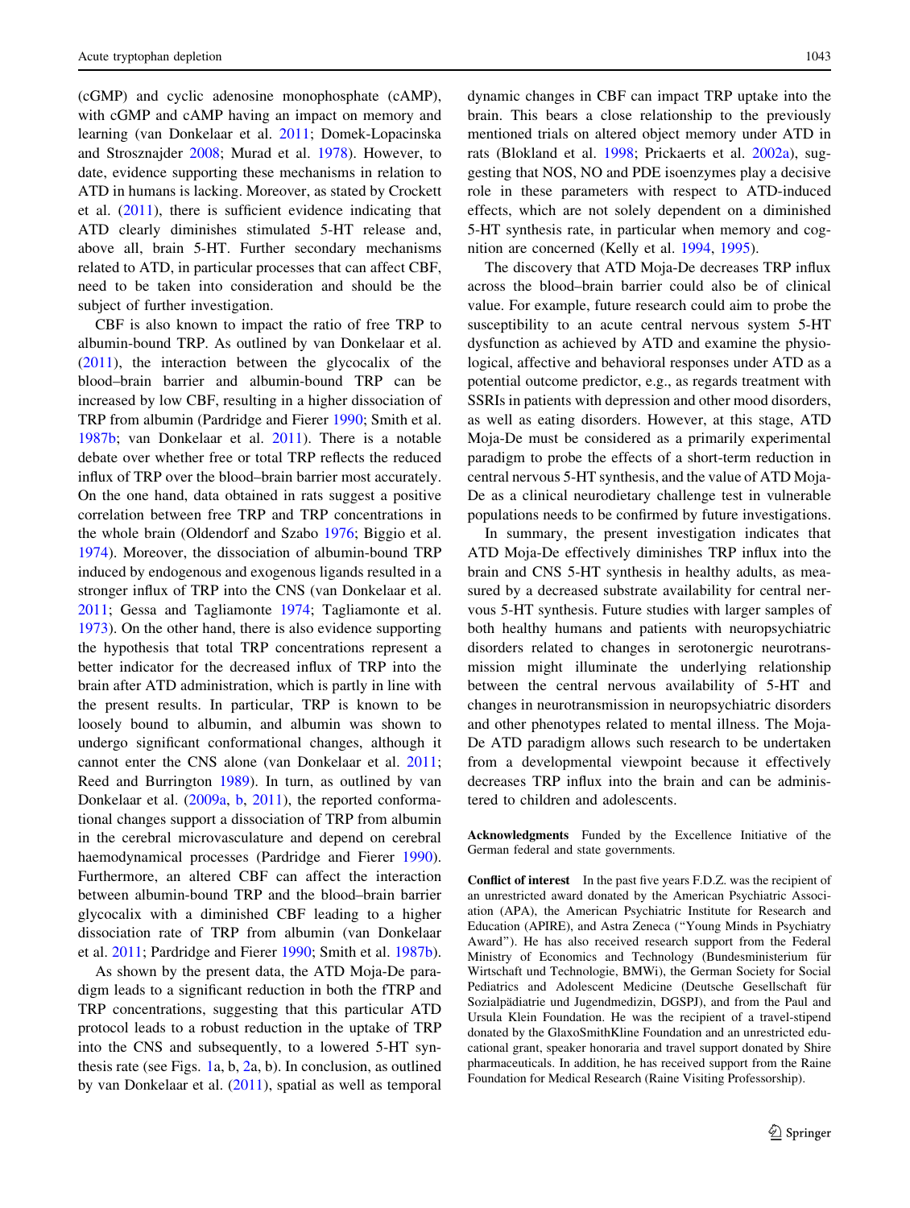(cGMP) and cyclic adenosine monophosphate (cAMP), with cGMP and cAMP having an impact on memory and learning (van Donkelaar et al. 2011; Domek-Lopacinska and Strosznajder 2008; Murad et al. 1978). However, to date, evidence supporting these mechanisms in relation to ATD in humans is lacking. Moreover, as stated by Crockett et al. (2011), there is sufficient evidence indicating that ATD clearly diminishes stimulated 5-HT release and, above all, brain 5-HT. Further secondary mechanisms related to ATD, in particular processes that can affect CBF, need to be taken into consideration and should be the subject of further investigation.

CBF is also known to impact the ratio of free TRP to albumin-bound TRP. As outlined by van Donkelaar et al. (2011), the interaction between the glycocalix of the blood–brain barrier and albumin-bound TRP can be increased by low CBF, resulting in a higher dissociation of TRP from albumin (Pardridge and Fierer 1990; Smith et al. 1987b; van Donkelaar et al. 2011). There is a notable debate over whether free or total TRP reflects the reduced influx of TRP over the blood–brain barrier most accurately. On the one hand, data obtained in rats suggest a positive correlation between free TRP and TRP concentrations in the whole brain (Oldendorf and Szabo 1976; Biggio et al. 1974). Moreover, the dissociation of albumin-bound TRP induced by endogenous and exogenous ligands resulted in a stronger influx of TRP into the CNS (van Donkelaar et al. 2011; Gessa and Tagliamonte 1974; Tagliamonte et al. 1973). On the other hand, there is also evidence supporting the hypothesis that total TRP concentrations represent a better indicator for the decreased influx of TRP into the brain after ATD administration, which is partly in line with the present results. In particular, TRP is known to be loosely bound to albumin, and albumin was shown to undergo significant conformational changes, although it cannot enter the CNS alone (van Donkelaar et al. 2011; Reed and Burrington 1989). In turn, as outlined by van Donkelaar et al. (2009a, b, 2011), the reported conformational changes support a dissociation of TRP from albumin in the cerebral microvasculature and depend on cerebral haemodynamical processes (Pardridge and Fierer 1990). Furthermore, an altered CBF can affect the interaction between albumin-bound TRP and the blood–brain barrier glycocalix with a diminished CBF leading to a higher dissociation rate of TRP from albumin (van Donkelaar et al. 2011; Pardridge and Fierer 1990; Smith et al. 1987b).

As shown by the present data, the ATD Moja-De paradigm leads to a significant reduction in both the fTRP and TRP concentrations, suggesting that this particular ATD protocol leads to a robust reduction in the uptake of TRP into the CNS and subsequently, to a lowered 5-HT synthesis rate (see Figs. 1a, b, 2a, b). In conclusion, as outlined by van Donkelaar et al. (2011), spatial as well as temporal dynamic changes in CBF can impact TRP uptake into the brain. This bears a close relationship to the previously mentioned trials on altered object memory under ATD in rats (Blokland et al. 1998; Prickaerts et al. 2002a), suggesting that NOS, NO and PDE isoenzymes play a decisive role in these parameters with respect to ATD-induced effects, which are not solely dependent on a diminished 5-HT synthesis rate, in particular when memory and cognition are concerned (Kelly et al. 1994, 1995).

The discovery that ATD Moja-De decreases TRP influx across the blood–brain barrier could also be of clinical value. For example, future research could aim to probe the susceptibility to an acute central nervous system 5-HT dysfunction as achieved by ATD and examine the physiological, affective and behavioral responses under ATD as a potential outcome predictor, e.g., as regards treatment with SSRIs in patients with depression and other mood disorders, as well as eating disorders. However, at this stage, ATD Moja-De must be considered as a primarily experimental paradigm to probe the effects of a short-term reduction in central nervous 5-HT synthesis, and the value of ATD Moja-De as a clinical neurodietary challenge test in vulnerable populations needs to be confirmed by future investigations.

In summary, the present investigation indicates that ATD Moja-De effectively diminishes TRP influx into the brain and CNS 5-HT synthesis in healthy adults, as measured by a decreased substrate availability for central nervous 5-HT synthesis. Future studies with larger samples of both healthy humans and patients with neuropsychiatric disorders related to changes in serotonergic neurotransmission might illuminate the underlying relationship between the central nervous availability of 5-HT and changes in neurotransmission in neuropsychiatric disorders and other phenotypes related to mental illness. The Moja-De ATD paradigm allows such research to be undertaken from a developmental viewpoint because it effectively decreases TRP influx into the brain and can be administered to children and adolescents.

**Acknowledgments** Funded by the Excellence Initiative of the German federal and state governments.

**Conflict of interest** In the past five years F.D.Z. was the recipient of an unrestricted award donated by the American Psychiatric Association (APA), the American Psychiatric Institute for Research and Education (APIRE), and Astra Zeneca ("Young Minds in Psychiatry Award"). He has also received research support from the Federal Ministry of Economics and Technology (Bundesministerium für Wirtschaft und Technologie, BMWi), the German Society for Social Pediatrics and Adolescent Medicine (Deutsche Gesellschaft für Sozialpädiatrie und Jugendmedizin, DGSPJ), and from the Paul and Ursula Klein Foundation. He was the recipient of a travel-stipend donated by the GlaxoSmithKline Foundation and an unrestricted educational grant, speaker honoraria and travel support donated by Shire pharmaceuticals. In addition, he has received support from the Raine Foundation for Medical Research (Raine Visiting Professorship).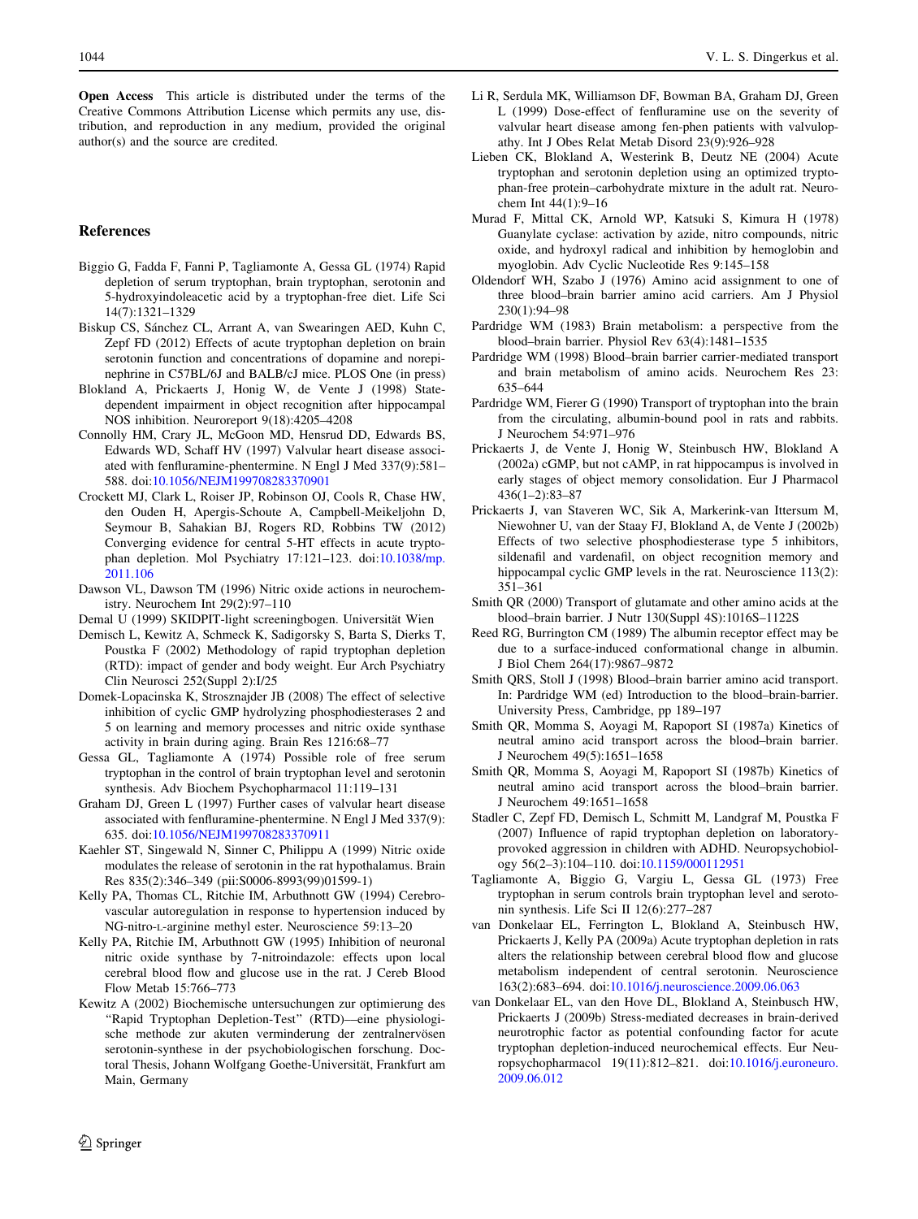**Open Access** This article is distributed under the terms of the Creative Commons Attribution License which permits any use, distribution, and reproduction in any medium, provided the original author(s) and the source are credited.

## References

Biggio G, Fadda F, Fanni P, Tagliamonte A, Gessa GL (1974) Rapid depletion of serum tryptophan, brain tryptophan, serotonin and 5-hydroxyindoleacetic acid by a tryptophan-free diet. Life Sci 14(7):1321–1329

Biskup CS, Sánchez CL, Arrant A, van Swearingen AED, Kuhn C, Zepf FD (2012) Effects of acute tryptophan depletion on brain serotonin function and concentrations of dopamine and norepinephrine in C57BL/6J and BALB/cJ mice. PLOS One (in press)

Blokland A, Prickaerts J, Honig W, de Vente J (1998) State-dependent impairment in object recognition after hippocampal NOS inhibition. Neuroreport 9(18):4205–4208

Connolly HM, Crary JL, McGoon MD, Hensrud DD, Edwards BS, Edwards WD, Schaff HV (1997) Valvular heart disease associated with fenfluramine-phentermine. N Engl J Med 337(9):581–588. doi:10.1056/NEJM199708283370901

Crockett MJ, Clark L, Roiser JP, Robinson OJ, Cools R, Chase HW, den Ouden H, Apergis-Schoute A, Campbell-Meikeljohn D, Seymour B, Sahakian BJ, Rogers RD, Robbins TW (2012) Converging evidence for central 5-HT effects in acute tryptophan depletion. Mol Psychiatry 17:121–123. doi:10.1038/mp.2011.106

Dawson VL, Dawson TM (1996) Nitric oxide actions in neurochemistry. Neurochem Int 29(2):97–110

Demal U (1999) SKIDPIT-light screeningbogen. Universität Wien

Demisch L, Kewitz A, Schmeck K, Sadigorsky S, Barta S, Dierks T, Poustka F (2002) Methodology of rapid tryptophan depletion (RTD): impact of gender and body weight. Eur Arch Psychiatry Clin Neurosci 252(Suppl 2):I/25

Domek-Lopacinska K, Strosznajder JB (2008) The effect of selective inhibition of cyclic GMP hydrolyzing phosphodiesterases 2 and 5 on learning and memory processes and nitric oxide synthase activity in brain during aging. Brain Res 1216:68–77

Gessa GL, Tagliamonte A (1974) Possible role of free serum tryptophan in the control of brain tryptophan level and serotonin synthesis. Adv Biochem Psychopharmacol 11:119–131

Graham DJ, Green L (1997) Further cases of valvular heart disease associated with fenfluramine-phentermine. N Engl J Med 337(9):635. doi:10.1056/NEJM199708283370911

Kaehler ST, Singewald N, Sinner C, Philippu A (1999) Nitric oxide modulates the release of serotonin in the rat hypothalamus. Brain Res 835(2):346–349 (pii:S0006-8993(99)01599-1)

Kelly PA, Thomas CL, Ritchie IM, Arbuthnott GW (1994) Cerebrovascular autoregulation in response to hypertension induced by NG-nitro-L-arginine methyl ester. Neuroscience 59:13–20

Kelly PA, Ritchie IM, Arbuthnott GW (1995) Inhibition of neuronal nitric oxide synthase by 7-nitroindazole: effects upon local cerebral blood flow and glucose use in the rat. J Cereb Blood Flow Metab 15:766–773

Kewitz A (2002) Biochemische untersuchungen zur optimierung des "Rapid Tryptophan Depletion-Test" (RTD)—eine physiologische methode zur akuten verminderung der zentralnervösen serotonin-synthese in der psychobiologischen forschung. Doctoral Thesis, Johann Wolfgang Goethe-Universität, Frankfurt am Main, Germany

Li R, Serdula MK, Williamson DF, Bowman BA, Graham DJ, Green L (1999) Dose-effect of fenfluramine use on the severity of valvular heart disease among fen-phen patients with valvulopathy. Int J Obes Relat Metab Disord 23(9):926–928

Lieben CK, Blokland A, Westerink B, Deutz NE (2004) Acute tryptophan and serotonin depletion using an optimized tryptophan-free protein–carbohydrate mixture in the adult rat. Neurochem Int 44(1):9–16

Murad F, Mittal CK, Arnold WP, Katsuki S, Kimura H (1978) Guanylate cyclase: activation by azide, nitro compounds, nitric oxide, and hydroxyl radical and inhibition by hemoglobin and myoglobin. Adv Cyclic Nucleotide Res 9:145–158

Oldendorf WH, Szabo J (1976) Amino acid assignment to one of three blood–brain barrier amino acid carriers. Am J Physiol 230(1):94–98

Pardridge WM (1983) Brain metabolism: a perspective from the blood–brain barrier. Physiol Rev 63(4):1481–1535

Pardridge WM (1998) Blood–brain barrier carrier-mediated transport and brain metabolism of amino acids. Neurochem Res 23:635–644

Pardridge WM, Fierer G (1990) Transport of tryptophan into the brain from the circulating, albumin-bound pool in rats and rabbits. J Neurochem 54:971–976

Prickaerts J, de Vente J, Honig W, Steinbusch HW, Blokland A (2002a) cGMP, but not cAMP, in rat hippocampus is involved in early stages of object memory consolidation. Eur J Pharmacol 436(1–2):83–87

Prickaerts J, van Staveren WC, Sik A, Markerink-van Ittersum M, Niewohner U, van der Staay FJ, Blokland A, de Vente J (2002b) Effects of two selective phosphodiesterase type 5 inhibitors, sildenafil and vardenafil, on object recognition memory and hippocampal cyclic GMP levels in the rat. Neuroscience 113(2):351–361

Smith QR (2000) Transport of glutamate and other amino acids at the blood–brain barrier. J Nutr 130(Suppl 4S):1016S–1122S

Reed RG, Burrington CM (1989) The albumin receptor effect may be due to a surface-induced conformational change in albumin. J Biol Chem 264(17):9867–9872

Smith QRS, Stoll J (1998) Blood–brain barrier amino acid transport. In: Pardridge WM (ed) Introduction to the blood–brain-barrier. University Press, Cambridge, pp 189–197

Smith QR, Momma S, Aoyagi M, Rapoport SI (1987a) Kinetics of neutral amino acid transport across the blood–brain barrier. J Neurochem 49(5):1651–1658

Smith QR, Momma S, Aoyagi M, Rapoport SI (1987b) Kinetics of neutral amino acid transport across the blood–brain barrier. J Neurochem 49:1651–1658

Stadler C, Zepf FD, Demisch L, Schmitt M, Landgraf M, Poustka F (2007) Influence of rapid tryptophan depletion on laboratory-provoked aggression in children with ADHD. Neuropsychobiology 56(2–3):104–110. doi:10.1159/000112951

Tagliamonte A, Biggio G, Vargiu L, Gessa GL (1973) Free tryptophan in serum controls brain tryptophan level and serotonin synthesis. Life Sci II 12(6):277–287

van Donkelaar EL, Ferrington L, Blokland A, Steinbusch HW, Prickaerts J, Kelly PA (2009a) Acute tryptophan depletion in rats alters the relationship between cerebral blood flow and glucose metabolism independent of central serotonin. Neuroscience 163(2):683–694. doi:10.1016/j.neuroscience.2009.06.063

van Donkelaar EL, van den Hove DL, Blokland A, Steinbusch HW, Prickaerts J (2009b) Stress-mediated decreases in brain-derived neurotrophic factor as potential confounding factor for acute tryptophan depletion-induced neurochemical effects. Eur Neuropsychopharmacol 19(11):812–821. doi:10.1016/j.euroneuro.2009.06.012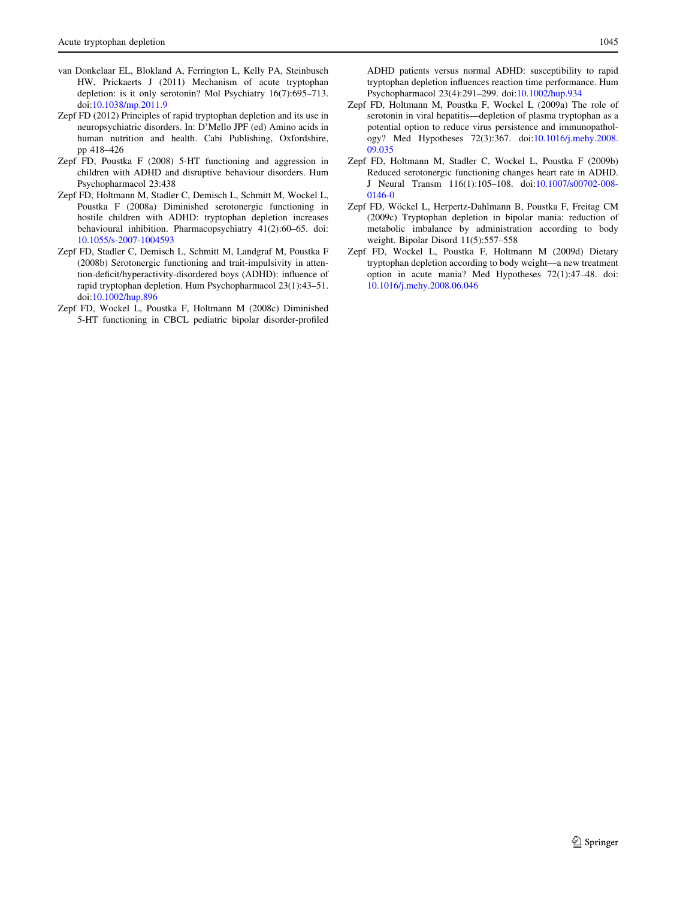van Donkelaar EL, Blokland A, Ferrington L, Kelly PA, Steinbusch HW, Prickaerts J (2011) Mechanism of acute tryptophan depletion: is it only serotonin? Mol Psychiatry 16(7):695–713. doi:10.1038/mp.2011.9

Zepf FD (2012) Principles of rapid tryptophan depletion and its use in neuropsychiatric disorders. In: D'Mello JPF (ed) Amino acids in human nutrition and health. Cabi Publishing, Oxfordshire, pp 418–426

Zepf FD, Poustka F (2008) 5-HT functioning and aggression in children with ADHD and disruptive behaviour disorders. Hum Psychopharmacol 23:438

Zepf FD, Holtmann M, Stadler C, Demisch L, Schmitt M, Wockel L, Poustka F (2008a) Diminished serotonergic functioning in hostile children with ADHD: tryptophan depletion increases behavioural inhibition. Pharmacopsychiatry 41(2):60–65. doi:10.1055/s-2007-1004593

Zepf FD, Stadler C, Demisch L, Schmitt M, Landgraf M, Poustka F (2008b) Serotonergic functioning and trait-impulsivity in attention-deficit/hyperactivity-disordered boys (ADHD): influence of rapid tryptophan depletion. Hum Psychopharmacol 23(1):43–51. doi:10.1002/hup.896

Zepf FD, Wockel L, Poustka F, Holtmann M (2008c) Diminished 5-HT functioning in CBCL pediatric bipolar disorder-profiled ADHD patients versus normal ADHD: susceptibility to rapid tryptophan depletion influences reaction time performance. Hum Psychopharmacol 23(4):291–299. doi:10.1002/hup.934

Zepf FD, Holtmann M, Poustka F, Wockel L (2009a) The role of serotonin in viral hepatitis—depletion of plasma tryptophan as a potential option to reduce virus persistence and immunopathology? Med Hypotheses 72(3):367. doi:10.1016/j.mehy.2008.09.035

Zepf FD, Holtmann M, Stadler C, Wockel L, Poustka F (2009b) Reduced serotonergic functioning changes heart rate in ADHD. J Neural Transm 116(1):105–108. doi:10.1007/s00702-008-0146-0

Zepf FD, Wöckel L, Herpertz-Dahlmann B, Poustka F, Freitag CM (2009c) Tryptophan depletion in bipolar mania: reduction of metabolic imbalance by administration according to body weight. Bipolar Disord 11(5):557–558

Zepf FD, Wockel L, Poustka F, Holtmann M (2009d) Dietary tryptophan depletion according to body weight—a new treatment option in acute mania? Med Hypotheses 72(1):47–48. doi:10.1016/j.mehy.2008.06.046